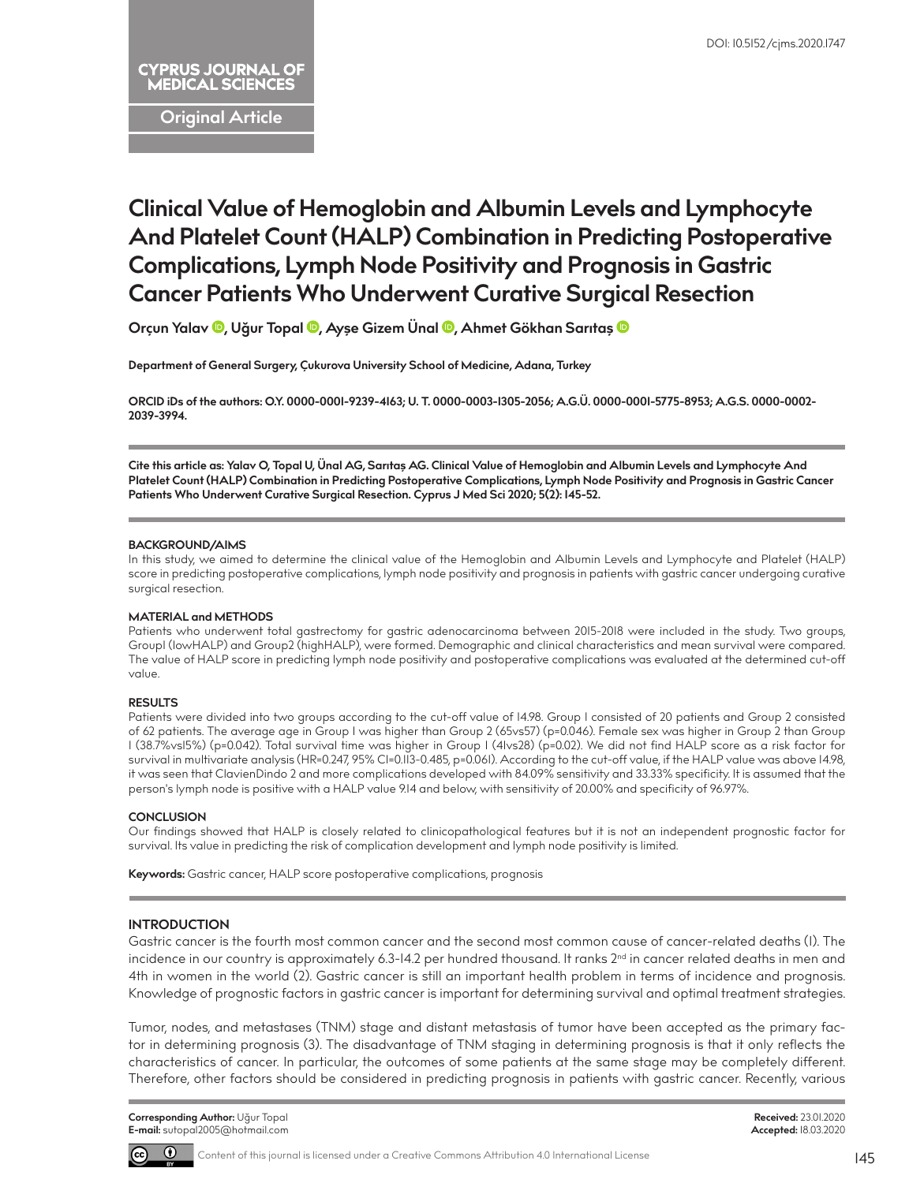DOI: 10.5152/cjms.2020.1747

CYPRUS JOURNAL OF MEDICAL SCIENCES

Original Article

# Clinical Value of Hemoglobin and Albumin Levels and Lymphocyte And Platelet Count (HALP) Combination in Predicting Postoperative Complications, Lymph Node Positivity and Prognosis in Gastric Cancer Patients Who Underwent Curative Surgical Resection

**Orçun Yalav, Uğur Topal, Ayşe Gizem Ünal, Ahmet Gökhan Sarıtaş**

**Department of General Surgery, Çukurova University School of Medicine, Adana, Turkey**

**ORCID iDs of the authors: O.Y. 0000-0001-9239-4163; U. T. 0000-0003-1305-2056; A.G.Ü. 0000-0001-5775-8953; A.G.S. 0000-0002-2039-3994.**

**Cite this article as: Yalav O, Topal U, Ünal AG, Sarıtaş AG. Clinical Value of Hemoglobin and Albumin Levels and Lymphocyte And Platelet Count (HALP) Combination in Predicting Postoperative Complications, Lymph Node Positivity and Prognosis in Gastric Cancer Patients Who Underwent Curative Surgical Resection. Cyprus J Med Sci 2020; 5(2): 145-52.**

### BACKGROUND/AIMS

In this study, we aimed to determine the clinical value of the Hemoglobin and Albumin Levels and Lymphocyte and Platelet (HALP) score in predicting postoperative complications, lymph node positivity and prognosis in patients with gastric cancer undergoing curative surgical resection.

### MATERIAL and METHODS

Patients who underwent total gastrectomy for gastric adenocarcinoma between 2015-2018 were included in the study. Two groups, Group1 (lowHALP) and Group2 (highHALP), were formed. Demographic and clinical characteristics and mean survival were compared. The value of HALP score in predicting lymph node positivity and postoperative complications was evaluated at the determined cut-off value.

### RESULTS

Patients were divided into two groups according to the cut-off value of 14.98. Group 1 consisted of 20 patients and Group 2 consisted of 62 patients. The average age in Group 1 was higher than Group 2 (65vs57) (p=0.046). Female sex was higher in Group 2 than Group 1 (38.7%vs15%) (p=0.042). Total survival time was higher in Group 1 (41vs28) (p=0.02). We did not find HALP score as a risk factor for survival in multivariate analysis (HR=0.247, 95% CI=0.113-0.485, p=0.061). According to the cut-off value, if the HALP value was above 14.98, it was seen that ClavienDindo 2 and more complications developed with 84.09% sensitivity and 33.33% specificity. It is assumed that the person's lymph node is positive with a HALP value 9.14 and below, with sensitivity of 20.00% and specificity of 96.97%.

### CONCLUSION

Our findings showed that HALP is closely related to clinicopathological features but it is not an independent prognostic factor for survival. Its value in predicting the risk of complication development and lymph node positivity is limited.

**Keywords:** Gastric cancer, HALP score postoperative complications, prognosis

## INTRODUCTION

Gastric cancer is the fourth most common cancer and the second most common cause of cancer-related deaths (1). The incidence in our country is approximately 6.3-14.2 per hundred thousand. It ranks 2nd in cancer related deaths in men and 4th in women in the world (2). Gastric cancer is still an important health problem in terms of incidence and prognosis. Knowledge of prognostic factors in gastric cancer is important for determining survival and optimal treatment strategies.

Tumor, nodes, and metastases (TNM) stage and distant metastasis of tumor have been accepted as the primary factor in determining prognosis (3). The disadvantage of TNM staging in determining prognosis is that it only reflects the characteristics of cancer. In particular, the outcomes of some patients at the same stage may be completely different. Therefore, other factors should be considered in predicting prognosis in patients with gastric cancer. Recently, various

**Corresponding Author:** Uğur Topal
**E-mail:** sutopal2005@hotmail.com

**Received:** 23.01.2020
**Accepted:** 18.03.2020

Content of this journal is licensed under a Creative Commons Attribution 4.0 International License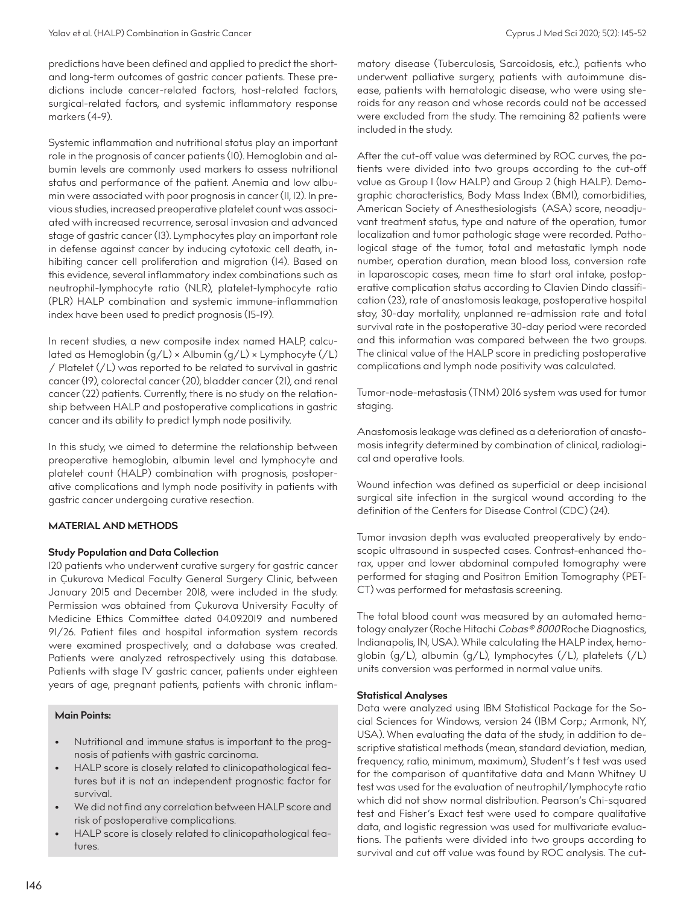predictions have been defined and applied to predict the short- and long-term outcomes of gastric cancer patients. These predictions include cancer-related factors, host-related factors, surgical-related factors, and systemic inflammatory response markers (4-9).

Systemic inflammation and nutritional status play an important role in the prognosis of cancer patients (10). Hemoglobin and albumin levels are commonly used markers to assess nutritional status and performance of the patient. Anemia and low albumin were associated with poor prognosis in cancer (11, 12). In previous studies, increased preoperative platelet count was associated with increased recurrence, serosal invasion and advanced stage of gastric cancer (13). Lymphocytes play an important role in defense against cancer by inducing cytotoxic cell death, inhibiting cancer cell proliferation and migration (14). Based on this evidence, several inflammatory index combinations such as neutrophil-lymphocyte ratio (NLR), platelet-lymphocyte ratio (PLR) HALP combination and systemic immune-inflammation index have been used to predict prognosis (15-19).

In recent studies, a new composite index named HALP, calculated as Hemoglobin (g/L) × Albumin (g/L) × Lymphocyte (/L) / Platelet (/L) was reported to be related to survival in gastric cancer (19), colorectal cancer (20), bladder cancer (21), and renal cancer (22) patients. Currently, there is no study on the relationship between HALP and postoperative complications in gastric cancer and its ability to predict lymph node positivity.

In this study, we aimed to determine the relationship between preoperative hemoglobin, albumin level and lymphocyte and platelet count (HALP) combination with prognosis, postoperative complications and lymph node positivity in patients with gastric cancer undergoing curative resection.

## MATERIAL AND METHODS

### Study Population and Data Collection

120 patients who underwent curative surgery for gastric cancer in Çukurova Medical Faculty General Surgery Clinic, between January 2015 and December 2018, were included in the study. Permission was obtained from Çukurova University Faculty of Medicine Ethics Committee dated 04.09.2019 and numbered 91/26. Patient files and hospital information system records were examined prospectively, and a database was created. Patients were analyzed retrospectively using this database. Patients with stage IV gastric cancer, patients under eighteen years of age, pregnant patients, patients with chronic inflammatory disease (Tuberculosis, Sarcoidosis, etc.), patients who underwent palliative surgery, patients with autoimmune disease, patients with hematologic disease, who were using steroids for any reason and whose records could not be accessed were excluded from the study. The remaining 82 patients were included in the study.

After the cut-off value was determined by ROC curves, the patients were divided into two groups according to the cut-off value as Group 1 (low HALP) and Group 2 (high HALP). Demographic characteristics, Body Mass Index (BMI), comorbidities, American Society of Anesthesiologists (ASA) score, neoadjuvant treatment status, type and nature of the operation, tumor localization and tumor pathologic stage were recorded. Pathological stage of the tumor, total and metastatic lymph node number, operation duration, mean blood loss, conversion rate in laparoscopic cases, mean time to start oral intake, postoperative complication status according to Clavien Dindo classification (23), rate of anastomosis leakage, postoperative hospital stay, 30-day mortality, unplanned re-admission rate and total survival rate in the postoperative 30-day period were recorded and this information was compared between the two groups. The clinical value of the HALP score in predicting postoperative complications and lymph node positivity was calculated.

Tumor-node-metastasis (TNM) 2016 system was used for tumor staging.

Anastomosis leakage was defined as a deterioration of anastomosis integrity determined by combination of clinical, radiological and operative tools.

Wound infection was defined as superficial or deep incisional surgical site infection in the surgical wound according to the definition of the Centers for Disease Control (CDC) (24).

Tumor invasion depth was evaluated preoperatively by endoscopic ultrasound in suspected cases. Contrast-enhanced thorax, upper and lower abdominal computed tomography were performed for staging and Positron Emition Tomography (PET-CT) was performed for metastasis screening.

The total blood count was measured by an automated hematology analyzer (Roche Hitachi *Cobas® 8000* Roche Diagnostics, Indianapolis, IN, USA). While calculating the HALP index, hemoglobin (g/L), albumin (g/L), lymphocytes (/L), platelets (/L) units conversion was performed in normal value units.

### Statistical Analyses

Data were analyzed using IBM Statistical Package for the Social Sciences for Windows, version 24 (IBM Corp.; Armonk, NY, USA). When evaluating the data of the study, in addition to descriptive statistical methods (mean, standard deviation, median, frequency, ratio, minimum, maximum), Student's t test was used for the comparison of quantitative data and Mann Whitney U test was used for the evaluation of neutrophil/lymphocyte ratio which did not show normal distribution. Pearson's Chi-squared test and Fisher's Exact test were used to compare qualitative data, and logistic regression was used for multivariate evaluations. The patients were divided into two groups according to survival and cut off value was found by ROC analysis. The cut-

**Main Points:**

- Nutritional and immune status is important to the prognosis of patients with gastric carcinoma.
- HALP score is closely related to clinicopathological features but it is not an independent prognostic factor for survival.
- We did not find any correlation between HALP score and risk of postoperative complications.
- HALP score is closely related to clinicopathological features.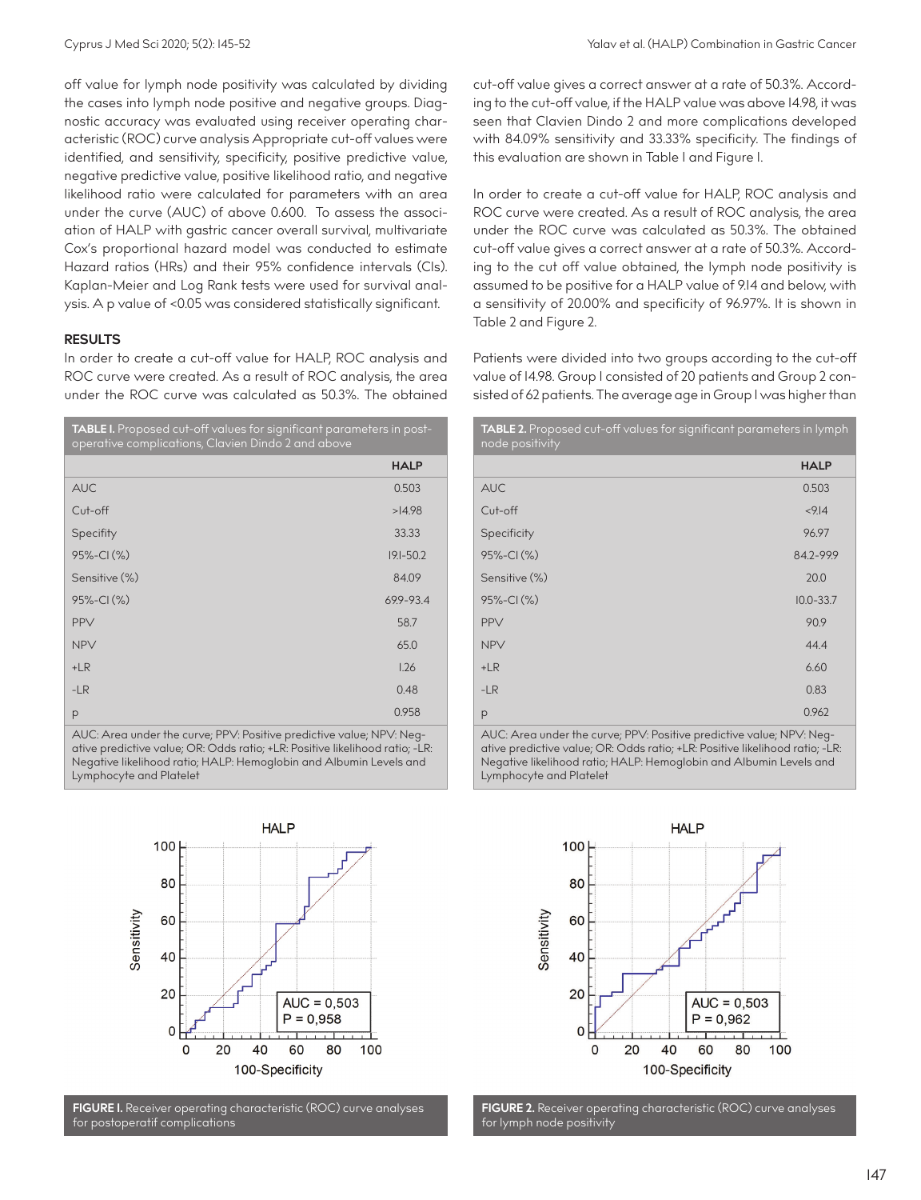off value for lymph node positivity was calculated by dividing the cases into lymph node positive and negative groups. Diagnostic accuracy was evaluated using receiver operating characteristic (ROC) curve analysis Appropriate cut-off values were identified, and sensitivity, specificity, positive predictive value, negative predictive value, positive likelihood ratio, and negative likelihood ratio were calculated for parameters with an area under the curve (AUC) of above 0.600. To assess the association of HALP with gastric cancer overall survival, multivariate Cox's proportional hazard model was conducted to estimate Hazard ratios (HRs) and their 95% confidence intervals (CIs). Kaplan-Meier and Log Rank tests were used for survival analysis. A p value of <0.05 was considered statistically significant.

## RESULTS

In order to create a cut-off value for HALP, ROC analysis and ROC curve were created. As a result of ROC analysis, the area under the ROC curve was calculated as 50.3%. The obtained cut-off value gives a correct answer at a rate of 50.3%. According to the cut-off value, if the HALP value was above 14.98, it was seen that Clavien Dindo 2 and more complications developed with 84.09% sensitivity and 33.33% specificity. The findings of this evaluation are shown in Table I and Figure I.

In order to create a cut-off value for HALP, ROC analysis and ROC curve were created. As a result of ROC analysis, the area under the ROC curve was calculated as 50.3%. The obtained cut-off value gives a correct answer at a rate of 50.3%. According to the cut off value obtained, the lymph node positivity is assumed to be positive for a HALP value of 9.14 and below, with a sensitivity of 20.00% and specificity of 96.97%. It is shown in Table 2 and Figure 2.

Patients were divided into two groups according to the cut-off value of 14.98. Group I consisted of 20 patients and Group 2 consisted of 62 patients. The average age in Group I was higher than

**TABLE I.** Proposed cut-off values for significant parameters in postoperative complications, Clavien Dindo 2 and above

| | HALP |
|---|---|
| AUC | 0.503 |
| Cut-off | >14.98 |
| Specifity | 33.33 |
| 95%-CI (%) | 19.1-50.2 |
| Sensitive (%) | 84.09 |
| 95%-CI (%) | 69.9-93.4 |
| PPV | 58.7 |
| NPV | 65.0 |
| +LR | 1.26 |
| -LR | 0.48 |
| p | 0.958 |

AUC: Area under the curve; PPV: Positive predictive value; NPV: Negative predictive value; OR: Odds ratio; +LR: Positive likelihood ratio; -LR: Negative likelihood ratio; HALP: Hemoglobin and Albumin Levels and Lymphocyte and Platelet

**TABLE 2.** Proposed cut-off values for significant parameters in lymph node positivity

| | HALP |
|---|---|
| AUC | 0.503 |
| Cut-off | <9.14 |
| Specificity | 96.97 |
| 95%-CI (%) | 84.2-99.9 |
| Sensitive (%) | 20.0 |
| 95%-CI (%) | 10.0-33.7 |
| PPV | 90.9 |
| NPV | 44.4 |
| +LR | 6.60 |
| -LR | 0.83 |
| p | 0.962 |

AUC: Area under the curve; PPV: Positive predictive value; NPV: Negative predictive value; OR: Odds ratio; +LR: Positive likelihood ratio; -LR: Negative likelihood ratio; HALP: Hemoglobin and Albumin Levels and Lymphocyte and Platelet

**FIGURE I.** Receiver operating characteristic (ROC) curve analyses for postoperatif complications

**FIGURE 2.** Receiver operating characteristic (ROC) curve analyses for lymph node positivity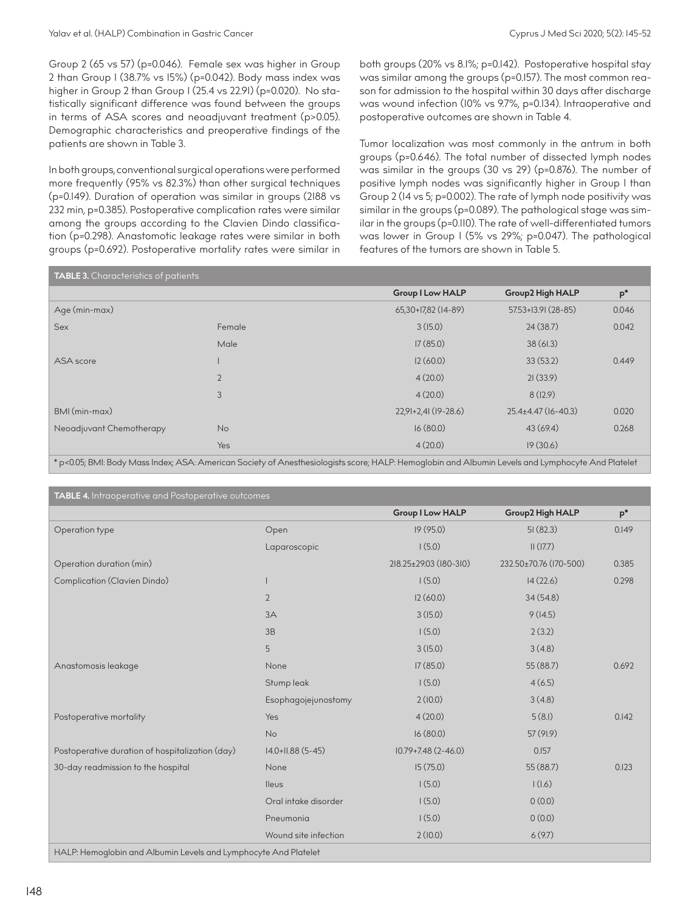Group 2 (65 vs 57) (p=0.046). Female sex was higher in Group 2 than Group I (38.7% vs 15%) (p=0.042). Body mass index was higher in Group 2 than Group I (25.4 vs 22.91) (p=0.020). No statistically significant difference was found between the groups in terms of ASA scores and neoadjuvant treatment (p>0.05). Demographic characteristics and preoperative findings of the patients are shown in Table 3.

In both groups, conventional surgical operations were performed more frequently (95% vs 82.3%) than other surgical techniques (p=0.149). Duration of operation was similar in groups (2188 vs 232 min, p=0.385). Postoperative complication rates were similar among the groups according to the Clavien Dindo classification (p=0.298). Anastomotic leakage rates were similar in both groups (p=0.692). Postoperative mortality rates were similar in both groups (20% vs 8.1%; p=0.142). Postoperative hospital stay was similar among the groups (p=0.157). The most common reason for admission to the hospital within 30 days after discharge was wound infection (10% vs 9.7%, p=0.134). Intraoperative and postoperative outcomes are shown in Table 4.

Tumor localization was most commonly in the antrum in both groups (p=0.646). The total number of dissected lymph nodes was similar in the groups (30 vs 29) (p=0.876). The number of positive lymph nodes was significantly higher in Group I than Group 2 (14 vs 5; p=0.002). The rate of lymph node positivity was similar in the groups (p=0.089). The pathological stage was similar in the groups (p=0.110). The rate of well-differentiated tumors was lower in Group I (5% vs 29%; p=0.047). The pathological features of the tumors are shown in Table 5.

**TABLE 3.** Characteristics of patients

| | | Group I Low HALP | Group2 High HALP | p* |
|---|---|---|---|---|
| Age (min-max) | | 65,30+17,82 (14-89) | 57.53+13.91 (28-85) | 0.046 |
| Sex | Female | 3 (15.0) | 24 (38.7) | 0.042 |
| | Male | 17 (85.0) | 38 (61.3) | |
| ASA score | 1 | 12 (60.0) | 33 (53.2) | 0.449 |
| | 2 | 4 (20.0) | 21 (33.9) | |
| | 3 | 4 (20.0) | 8 (12.9) | |
| BMI (min-max) | | 22,91+2,41 (19-28.6) | 25.4±4.47 (16-40.3) | 0.020 |
| Neoadjuvant Chemotherapy | No | 16 (80.0) | 43 (69.4) | 0.268 |
| | Yes | 4 (20.0) | 19 (30.6) | |

* p<0.05; BMI: Body Mass Index; ASA: American Society of Anesthesiologists score; HALP: Hemoglobin and Albumin Levels and Lymphocyte And Platelet

**TABLE 4.** Intraoperative and Postoperative outcomes

| | | Group I Low HALP | Group2 High HALP | p* |
|---|---|---|---|---|
| Operation type | Open | 19 (95.0) | 51 (82.3) | 0.149 |
| | Laparoscopic | 1 (5.0) | 11 (17.7) | |
| Operation duration (min) | | 218.25±29.03 (180-310) | 232.50±70.76 (170-500) | 0.385 |
| Complication (Clavien Dindo) | 1 | 1 (5.0) | 14 (22.6) | 0.298 |
| | 2 | 12 (60.0) | 34 (54.8) | |
| | 3A | 3 (15.0) | 9 (14.5) | |
| | 3B | 1 (5.0) | 2 (3.2) | |
| | 5 | 3 (15.0) | 3 (4.8) | |
| Anastomosis leakage | None | 17 (85.0) | 55 (88.7) | 0.692 |
| | Stump leak | 1 (5.0) | 4 (6.5) | |
| | Esophagojejunostomy | 2 (10.0) | 3 (4.8) | |
| Postoperative mortality | Yes | 4 (20.0) | 5 (8.1) | 0.142 |
| | No | 16 (80.0) | 57 (91.9) | |
| Postoperative duration of hospitalization (day) | 14.0+11.88 (5-45) | 10.79+7.48 (2-46.0) | 0.157 | |
| 30-day readmission to the hospital | None | 15 (75.0) | 55 (88.7) | 0.123 |
| | Ileus | 1 (5.0) | 1 (1.6) | |
| | Oral intake disorder | 1 (5.0) | 0 (0.0) | |
| | Pneumonia | 1 (5.0) | 0 (0.0) | |
| | Wound site infection | 2 (10.0) | 6 (9.7) | |

HALP: Hemoglobin and Albumin Levels and Lymphocyte And Platelet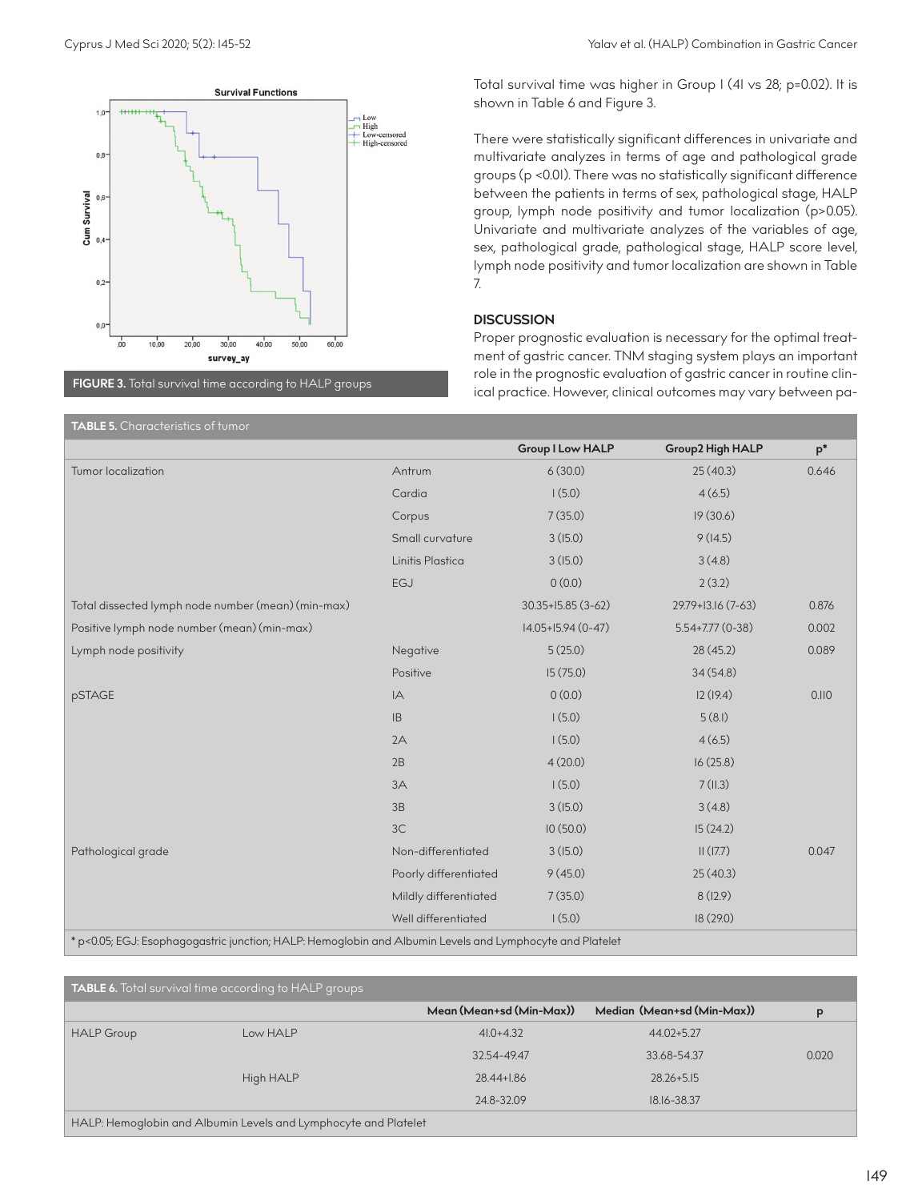FIGURE 3. Total survival time according to HALP groups

Total survival time was higher in Group I (41 vs 28; p=0.02). It is shown in Table 6 and Figure 3.

There were statistically significant differences in univariate and multivariate analyzes in terms of age and pathological grade groups (p <0.01). There was no statistically significant difference between the patients in terms of sex, pathological stage, HALP group, lymph node positivity and tumor localization (p>0.05). Univariate and multivariate analyzes of the variables of age, sex, pathological grade, pathological stage, HALP score level, lymph node positivity and tumor localization are shown in Table 7.

## DISCUSSION

Proper prognostic evaluation is necessary for the optimal treatment of gastric cancer. TNM staging system plays an important role in the prognostic evaluation of gastric cancer in routine clinical practice. However, clinical outcomes may vary between pa-

**TABLE 5.** Characteristics of tumor

| | | Group I Low HALP | Group2 High HALP | p* |
|---|---|---|---|---|
| Tumor localization | Antrum | 6 (30.0) | 25 (40.3) | 0.646 |
| | Cardia | 1 (5.0) | 4 (6.5) | |
| | Corpus | 7 (35.0) | 19 (30.6) | |
| | Small curvature | 3 (15.0) | 9 (14.5) | |
| | Linitis Plastica | 3 (15.0) | 3 (4.8) | |
| | EGJ | 0 (0.0) | 2 (3.2) | |
| Total dissected lymph node number (mean) (min-max) | | 30.35+15.85 (3-62) | 29.79+13.16 (7-63) | 0.876 |
| Positive lymph node number (mean) (min-max) | | 14.05+15.94 (0-47) | 5.54+7.77 (0-38) | 0.002 |
| Lymph node positivity | Negative | 5 (25.0) | 28 (45.2) | 0.089 |
| | Positive | 15 (75.0) | 34 (54.8) | |
| pSTAGE | IA | 0 (0.0) | 12 (19.4) | 0.110 |
| | IB | 1 (5.0) | 5 (8.1) | |
| | 2A | 1 (5.0) | 4 (6.5) | |
| | 2B | 4 (20.0) | 16 (25.8) | |
| | 3A | 1 (5.0) | 7 (11.3) | |
| | 3B | 3 (15.0) | 3 (4.8) | |
| | 3C | 10 (50.0) | 15 (24.2) | |
| Pathological grade | Non-differentiated | 3 (15.0) | 11 (17.7) | 0.047 |
| | Poorly differentiated | 9 (45.0) | 25 (40.3) | |
| | Mildly differentiated | 7 (35.0) | 8 (12.9) | |
| | Well differentiated | 1 (5.0) | 18 (29.0) | |

* p<0.05; EGJ: Esophagogastric junction; HALP: Hemoglobin and Albumin Levels and Lymphocyte and Platelet

**TABLE 6.** Total survival time according to HALP groups

| | | Mean (Mean+sd (Min-Max)) | Median (Mean+sd (Min-Max)) | p |
|---|---|---|---|---|
| HALP Group | Low HALP | 41.0+4.32 | 44.02+5.27 | |
| | | 32.54-49.47 | 33.68-54.37 | 0.020 |
| | High HALP | 28.44+1.86 | 28.26+5.15 | |
| | | 24.8-32.09 | 18.16-38.37 | |

HALP: Hemoglobin and Albumin Levels and Lymphocyte and Platelet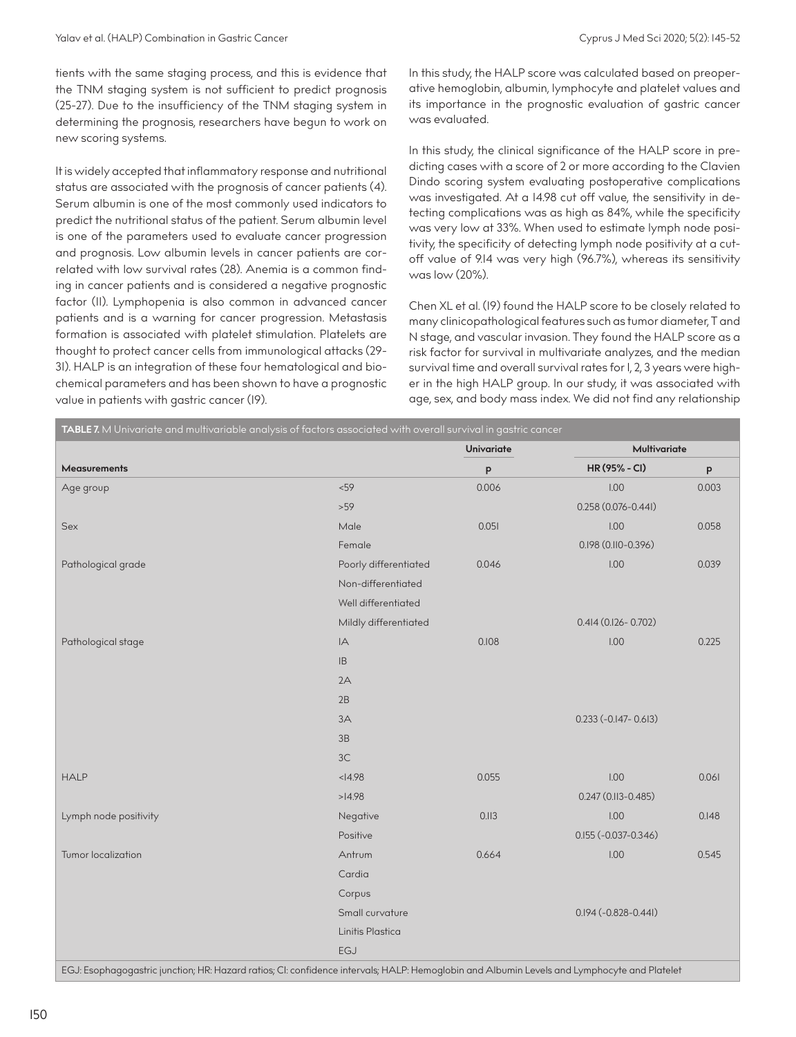tients with the same staging process, and this is evidence that the TNM staging system is not sufficient to predict prognosis (25-27). Due to the insufficiency of the TNM staging system in determining the prognosis, researchers have begun to work on new scoring systems.

It is widely accepted that inflammatory response and nutritional status are associated with the prognosis of cancer patients (4). Serum albumin is one of the most commonly used indicators to predict the nutritional status of the patient. Serum albumin level is one of the parameters used to evaluate cancer progression and prognosis. Low albumin levels in cancer patients are correlated with low survival rates (28). Anemia is a common finding in cancer patients and is considered a negative prognostic factor (11). Lymphopenia is also common in advanced cancer patients and is a warning for cancer progression. Metastasis formation is associated with platelet stimulation. Platelets are thought to protect cancer cells from immunological attacks (29-31). HALP is an integration of these four hematological and biochemical parameters and has been shown to have a prognostic value in patients with gastric cancer (19).

In this study, the HALP score was calculated based on preoperative hemoglobin, albumin, lymphocyte and platelet values and its importance in the prognostic evaluation of gastric cancer was evaluated.

In this study, the clinical significance of the HALP score in predicting cases with a score of 2 or more according to the Clavien Dindo scoring system evaluating postoperative complications was investigated. At a 14.98 cut off value, the sensitivity in detecting complications was as high as 84%, while the specificity was very low at 33%. When used to estimate lymph node positivity, the specificity of detecting lymph node positivity at a cutoff value of 9.14 was very high (96.7%), whereas its sensitivity was low (20%).

Chen XL et al. (19) found the HALP score to be closely related to many clinicopathological features such as tumor diameter, T and N stage, and vascular invasion. They found the HALP score as a risk factor for survival in multivariate analyzes, and the median survival time and overall survival rates for 1, 2, 3 years were higher in the high HALP group. In our study, it was associated with age, sex, and body mass index. We did not find any relationship

**TABLE 7.** M Univariate and multivariable analysis of factors associated with overall survival in gastric cancer

| | | Univariate | Multivariate | |
|---|---|---|---|---|
| **Measurements** | | **p** | **HR (95% - CI)** | **p** |
| Age group | <59 | 0.006 | 1.00 | 0.003 |
| | >59 | | 0.258 (0.076-0.441) | |
| Sex | Male | 0.051 | 1.00 | 0.058 |
| | Female | | 0.198 (0.110-0.396) | |
| Pathological grade | Poorly differentiated | 0.046 | 1.00 | 0.039 |
| | Non-differentiated | | | |
| | Well differentiated | | | |
| | Mildly differentiated | | 0.414 (0.126- 0.702) | |
| Pathological stage | IA | 0.108 | 1.00 | 0.225 |
| | IB | | | |
| | 2A | | | |
| | 2B | | | |
| | 3A | | 0.233 (-0.147- 0.613) | |
| | 3B | | | |
| | 3C | | | |
| HALP | <14.98 | 0.055 | 1.00 | 0.061 |
| | >14.98 | | 0.247 (0.113-0.485) | |
| Lymph node positivity | Negative | 0.113 | 1.00 | 0.148 |
| | Positive | | 0.155 (-0.037-0.346) | |
| Tumor localization | Antrum | 0.664 | 1.00 | 0.545 |
| | Cardia | | | |
| | Corpus | | | |
| | Small curvature | | 0.194 (-0.828-0.441) | |
| | Linitis Plastica | | | |
| | EGJ | | | |

EGJ: Esophagogastric junction; HR: Hazard ratios; CI: confidence intervals; HALP: Hemoglobin and Albumin Levels and Lymphocyte and Platelet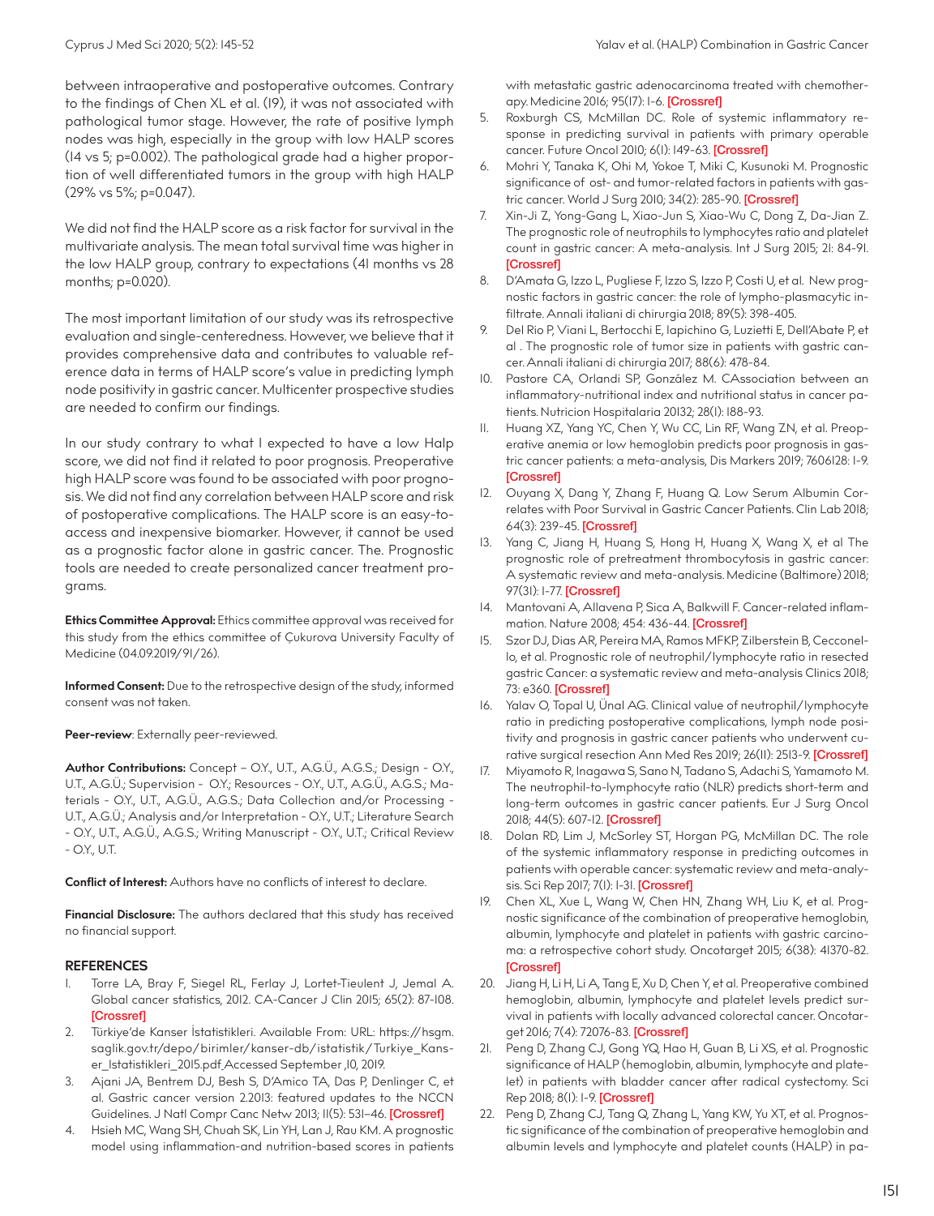between intraoperative and postoperative outcomes. Contrary to the findings of Chen XL et al. (19), it was not associated with pathological tumor stage. However, the rate of positive lymph nodes was high, especially in the group with low HALP scores (14 vs 5; p=0.002). The pathological grade had a higher proportion of well differentiated tumors in the group with high HALP (29% vs 5%; p=0.047).

We did not find the HALP score as a risk factor for survival in the multivariate analysis. The mean total survival time was higher in the low HALP group, contrary to expectations (41 months vs 28 months; p=0.020).

The most important limitation of our study was its retrospective evaluation and single-centeredness. However, we believe that it provides comprehensive data and contributes to valuable reference data in terms of HALP score's value in predicting lymph node positivity in gastric cancer. Multicenter prospective studies are needed to confirm our findings.

In our study contrary to what I expected to have a low Halp score, we did not find it related to poor prognosis. Preoperative high HALP score was found to be associated with poor prognosis. We did not find any correlation between HALP score and risk of postoperative complications. The HALP score is an easy-to-access and inexpensive biomarker. However, it cannot be used as a prognostic factor alone in gastric cancer. The. Prognostic tools are needed to create personalized cancer treatment programs.

**Ethics Committee Approval:** Ethics committee approval was received for this study from the ethics committee of Çukurova University Faculty of Medicine (04.09.2019/91/26).

**Informed Consent:** Due to the retrospective design of the study, informed consent was not taken.

**Peer-review**: Externally peer-reviewed.

**Author Contributions:** Concept – O.Y., U.T., A.G.Ü., A.G.S.; Design - O.Y., U.T., A.G.Ü.; Supervision - O.Y.; Resources - O.Y., U.T., A.G.Ü., A.G.S.; Materials - O.Y., U.T., A.G.Ü., A.G.S.; Data Collection and/or Processing - U.T., A.G.Ü.; Analysis and/or Interpretation - O.Y., U.T.; Literature Search - O.Y., U.T., A.G.Ü., A.G.S.; Writing Manuscript - O.Y., U.T.; Critical Review - O.Y., U.T.

**Conflict of Interest:** Authors have no conflicts of interest to declare.

**Financial Disclosure:** The authors declared that this study has received no financial support.

## REFERENCES

1. Torre LA, Bray F, Siegel RL, Ferlay J, Lortet-Tieulent J, Jemal A. Global cancer statistics, 2012. CA-Cancer J Clin 2015; 65(2): 87-108. [Crossref]
2. Türkiye'de Kanser İstatistikleri. Available From: URL: https://hsgm.saglik.gov.tr/depo/birimler/kanser-db/istatistik/Turkiye_Kanser_Istatistikleri_2015.pdf Accessed September ,10, 2019.
3. Ajani JA, Bentrem DJ, Besh S, D'Amico TA, Das P, Denlinger C, et al. Gastric cancer version 2.2013: featured updates to the NCCN Guidelines. J Natl Compr Canc Netw 2013; 11(5): 531–46. [Crossref]
4. Hsieh MC, Wang SH, Chuah SK, Lin YH, Lan J, Rau KM. A prognostic model using inflammation-and nutrition-based scores in patients with metastatic gastric adenocarcinoma treated with chemotherapy. Medicine 2016; 95(17): 1-6. [Crossref]
5. Roxburgh CS, McMillan DC. Role of systemic inflammatory response in predicting survival in patients with primary operable cancer. Future Oncol 2010; 6(1): 149-63. [Crossref]
6. Mohri Y, Tanaka K, Ohi M, Yokoe T, Miki C, Kusunoki M. Prognostic significance of ost- and tumor-related factors in patients with gastric cancer. World J Surg 2010; 34(2): 285-90. [Crossref]
7. Xin-Ji Z, Yong-Gang L, Xiao-Jun S, Xiao-Wu C, Dong Z, Da-Jian Z. The prognostic role of neutrophils to lymphocytes ratio and platelet count in gastric cancer: A meta-analysis. Int J Surg 2015; 21: 84-91. [Crossref]
8. D'Amata G, Izzo L, Pugliese F, Izzo S, Izzo P, Costi U, et al. New prognostic factors in gastric cancer: the role of lympho-plasmacytic infiltrate. Annali italiani di chirurgia 2018; 89(5): 398-405.
9. Del Rio P, Viani L, Bertocchi E, Iapichino G, Luzietti E, Dell'Abate P, et al . The prognostic role of tumor size in patients with gastric cancer. Annali italiani di chirurgia 2017; 88(6): 478-84.
10. Pastore CA, Orlandi SP, González M. CAssociation between an inflammatory-nutritional index and nutritional status in cancer patients. Nutricion Hospitalaria 20132; 28(1): 188-93.
11. Huang XZ, Yang YC, Chen Y, Wu CC, Lin RF, Wang ZN, et al. Preoperative anemia or low hemoglobin predicts poor prognosis in gastric cancer patients: a meta-analysis, Dis Markers 2019; 7606128: 1-9. [Crossref]
12. Ouyang X, Dang Y, Zhang F, Huang Q. Low Serum Albumin Correlates with Poor Survival in Gastric Cancer Patients. Clin Lab 2018; 64(3): 239-45. [Crossref]
13. Yang C, Jiang H, Huang S, Hong H, Huang X, Wang X, et al The prognostic role of pretreatment thrombocytosis in gastric cancer: A systematic review and meta-analysis. Medicine (Baltimore) 2018; 97(31): 1-77. [Crossref]
14. Mantovani A, Allavena P, Sica A, Balkwill F. Cancer-related inflammation. Nature 2008; 454: 436-44. [Crossref]
15. Szor DJ, Dias AR, Pereira MA, Ramos MFKP, Zilberstein B, Cecconello, et al. Prognostic role of neutrophil/lymphocyte ratio in resected gastric Cancer: a systematic review and meta-analysis Clinics 2018; 73: e360. [Crossref]
16. Yalav O, Topal U, Ünal AG. Clinical value of neutrophil/lymphocyte ratio in predicting postoperative complications, lymph node positivity and prognosis in gastric cancer patients who underwent curative surgical resection Ann Med Res 2019; 26(11): 2513-9. [Crossref]
17. Miyamoto R, Inagawa S, Sano N, Tadano S, Adachi S, Yamamoto M. The neutrophil-to-lymphocyte ratio (NLR) predicts short-term and long-term outcomes in gastric cancer patients. Eur J Surg Oncol 2018; 44(5): 607-12. [Crossref]
18. Dolan RD, Lim J, McSorley ST, Horgan PG, McMillan DC. The role of the systemic inflammatory response in predicting outcomes in patients with operable cancer: systematic review and meta-analysis. Sci Rep 2017; 7(1): 1-31. [Crossref]
19. Chen XL, Xue L, Wang W, Chen HN, Zhang WH, Liu K, et al. Prognostic significance of the combination of preoperative hemoglobin, albumin, lymphocyte and platelet in patients with gastric carcinoma: a retrospective cohort study. Oncotarget 2015; 6(38): 41370-82. [Crossref]
20. Jiang H, Li H, Li A, Tang E, Xu D, Chen Y, et al. Preoperative combined hemoglobin, albumin, lymphocyte and platelet levels predict survival in patients with locally advanced colorectal cancer. Oncotarget 2016; 7(4): 72076-83. [Crossref]
21. Peng D, Zhang CJ, Gong YQ, Hao H, Guan B, Li XS, et al. Prognostic significance of HALP (hemoglobin, albumin, lymphocyte and platelet) in patients with bladder cancer after radical cystectomy. Sci Rep 2018; 8(1): 1-9. [Crossref]
22. Peng D, Zhang CJ, Tang Q, Zhang L, Yang KW, Yu XT, et al. Prognostic significance of the combination of preoperative hemoglobin and albumin levels and lymphocyte and platelet counts (HALP) in pa-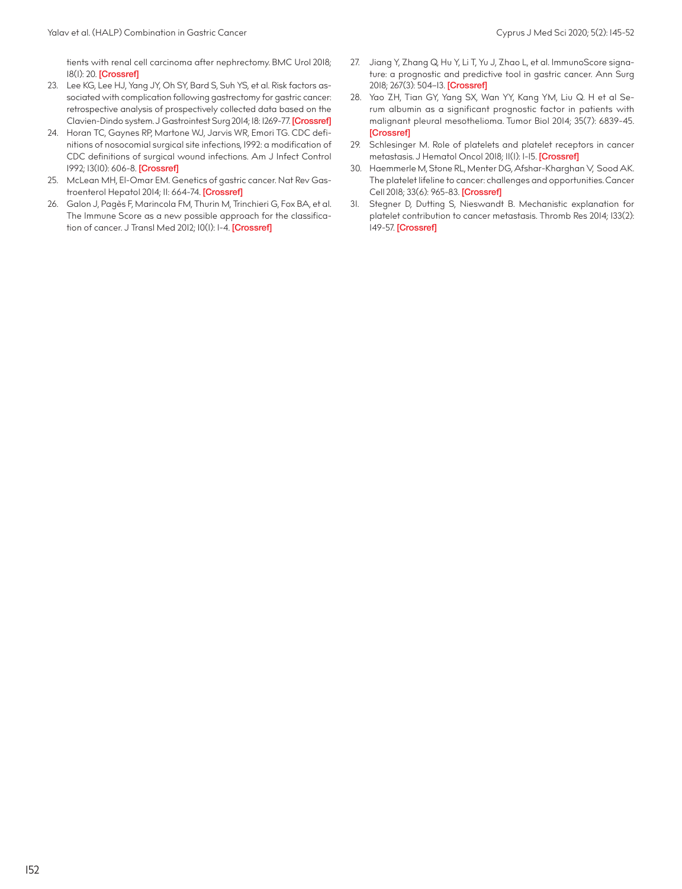tients with renal cell carcinoma after nephrectomy. BMC Urol 2018; 18(1): 20. [Crossref]

23. Lee KG, Lee HJ, Yang JY, Oh SY, Bard S, Suh YS, et al. Risk factors associated with complication following gastrectomy for gastric cancer: retrospective analysis of prospectively collected data based on the Clavien-Dindo system. J Gastrointest Surg 2014; 18: 1269-77. [Crossref]
24. Horan TC, Gaynes RP, Martone WJ, Jarvis WR, Emori TG. CDC definitions of nosocomial surgical site infections, 1992: a modification of CDC definitions of surgical wound infections. Am J Infect Control 1992; 13(10): 606-8. [Crossref]
25. McLean MH, El-Omar EM. Genetics of gastric cancer. Nat Rev Gastroenterol Hepatol 2014; 11: 664-74. [Crossref]
26. Galon J, Pagès F, Marincola FM, Thurin M, Trinchieri G, Fox BA, et al. The Immune Score as a new possible approach for the classification of cancer. J Transl Med 2012; 10(1): 1-4. [Crossref]
27. Jiang Y, Zhang Q, Hu Y, Li T, Yu J, Zhao L, et al. ImmunoScore signature: a prognostic and predictive tool in gastric cancer. Ann Surg 2018; 267(3): 504–13. [Crossref]
28. Yao ZH, Tian GY, Yang SX, Wan YY, Kang YM, Liu Q. H et al Serum albumin as a significant prognostic factor in patients with malignant pleural mesothelioma. Tumor Biol 2014; 35(7): 6839-45. [Crossref]
29. Schlesinger M. Role of platelets and platelet receptors in cancer metastasis. J Hematol Oncol 2018; 11(1): 1-15. [Crossref]
30. Haemmerle M, Stone RL, Menter DG, Afshar-Kharghan V, Sood AK. The platelet lifeline to cancer: challenges and opportunities. Cancer Cell 2018; 33(6): 965-83. [Crossref]
31. Stegner D, Dutting S, Nieswandt B. Mechanistic explanation for platelet contribution to cancer metastasis. Thromb Res 2014; 133(2): 149-57. [Crossref]